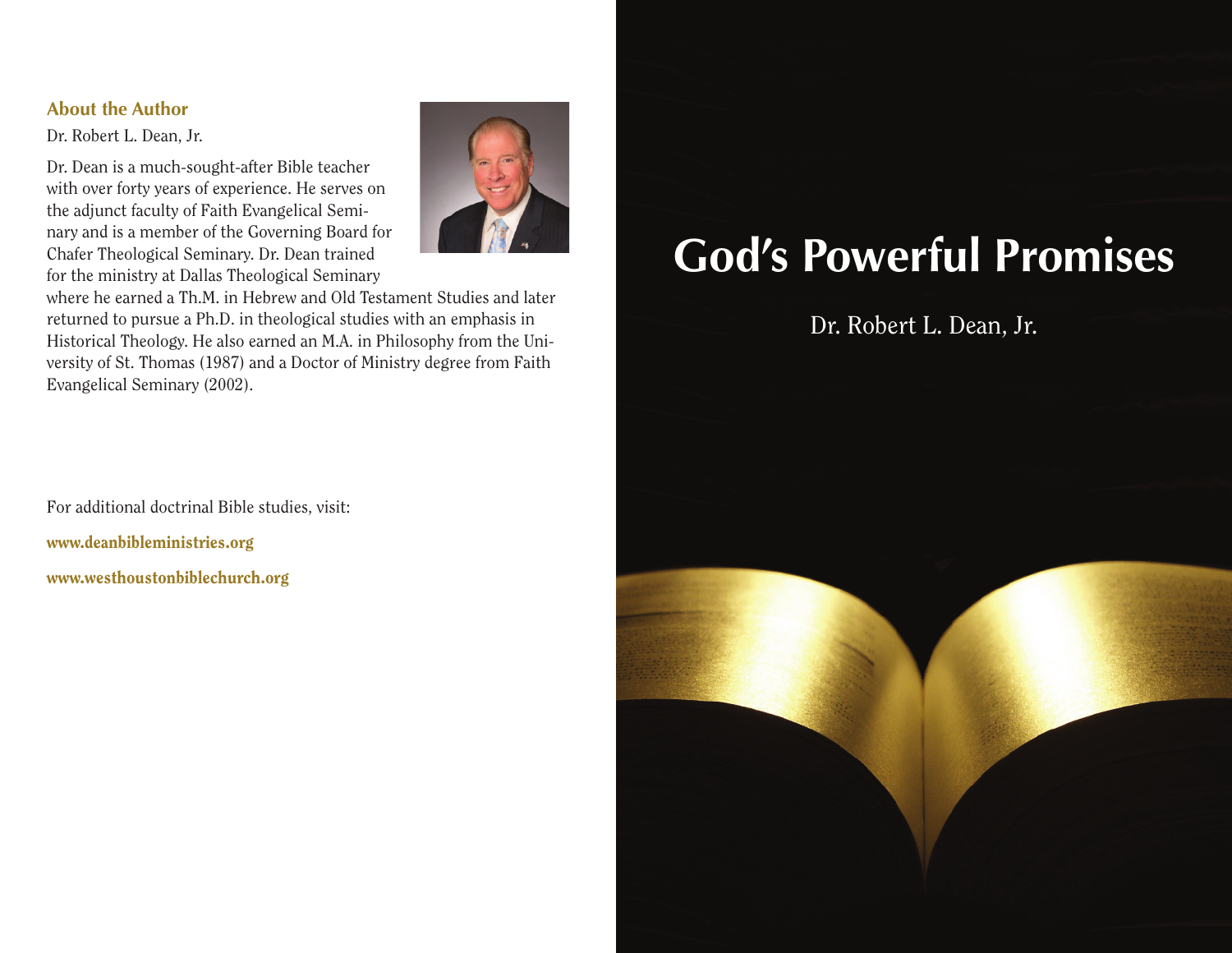## About the Author

Dr. Robert L. Dean, Jr.

Dr. Dean is a much-sought-after Bible teacher with over forty years of experience. He serves on the adjunct faculty of Faith Evangelical Seminary and is a member of the Governing Board for Chafer Theological Seminary. Dr. Dean trained for the ministry at Dallas Theological Seminary where he earned a Th.M. in Hebrew and Old Testament Studies and later returned to pursue a Ph.D. in theological studies with an emphasis in Historical Theology. He also earned an M.A. in Philosophy from the University of St. Thomas (1987) and a Doctor of Ministry degree from Faith Evangelical Seminary (2002).

For additional doctrinal Bible studies, visit:

**www.deanbibleministries.org**

**www.westhoustonbiblechurch.org**

# God's Powerful Promises

Dr. Robert L. Dean, Jr.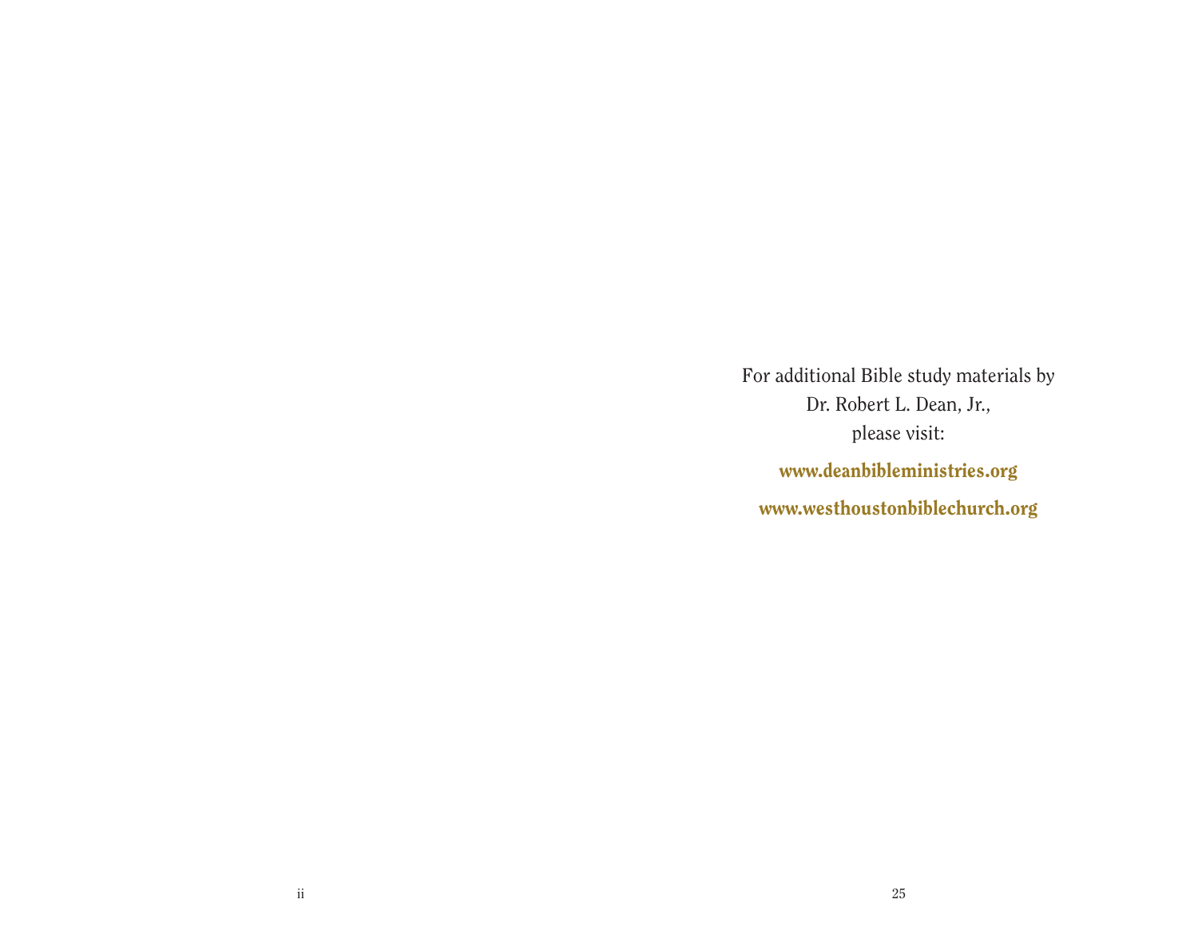For additional Bible study materials by
Dr. Robert L. Dean, Jr.,
please visit:

**www.deanbibleministries.org**

**www.westhoustonbiblechurch.org**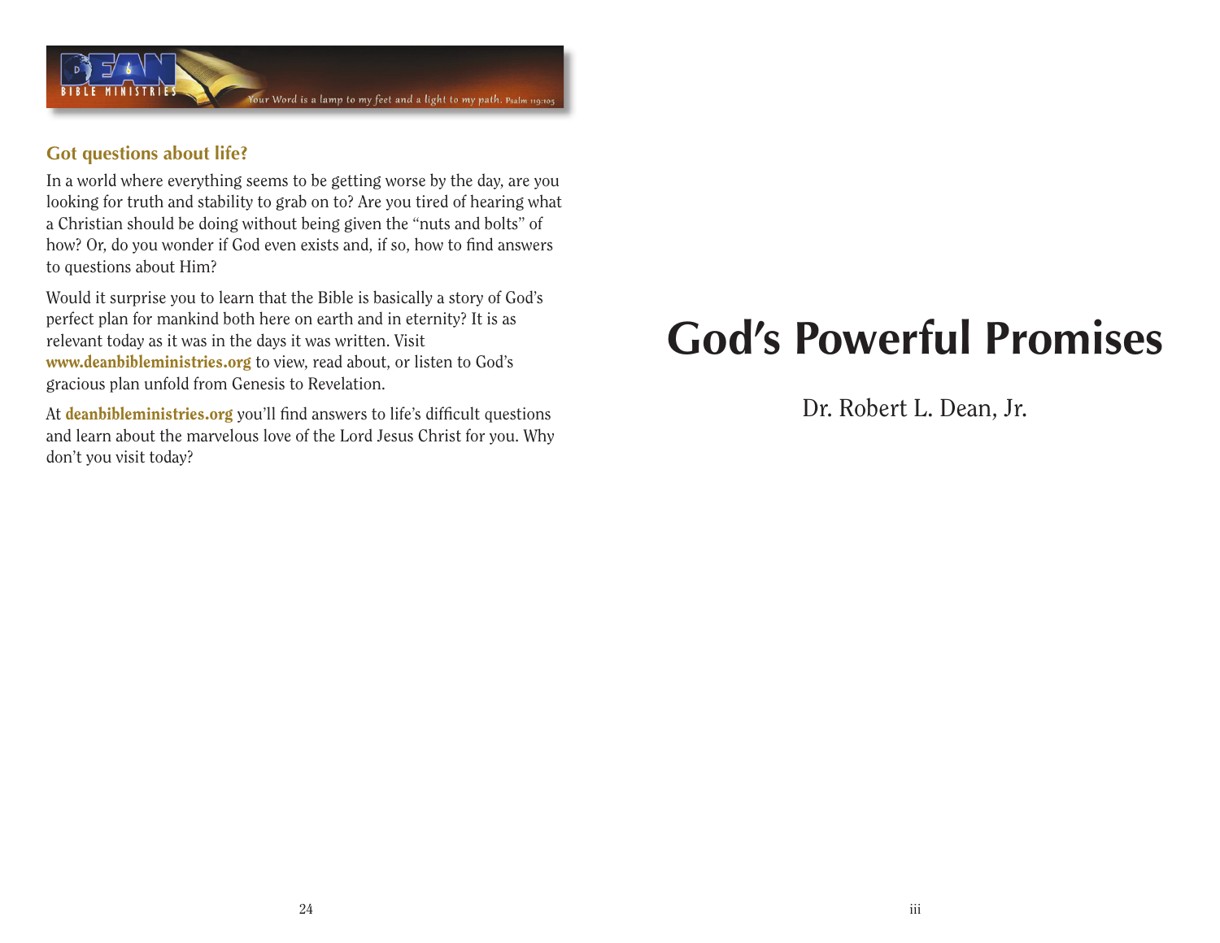## Got questions about life?

In a world where everything seems to be getting worse by the day, are you looking for truth and stability to grab on to? Are you tired of hearing what a Christian should be doing without being given the "nuts and bolts" of how? Or, do you wonder if God even exists and, if so, how to find answers to questions about Him?

Would it surprise you to learn that the Bible is basically a story of God's perfect plan for mankind both here on earth and in eternity? It is as relevant today as it was in the days it was written. Visit **www.deanbibleministries.org** to view, read about, or listen to God's gracious plan unfold from Genesis to Revelation.

At **deanbibleministries.org** you'll find answers to life's difficult questions and learn about the marvelous love of the Lord Jesus Christ for you. Why don't you visit today?

# God's Powerful Promises

Dr. Robert L. Dean, Jr.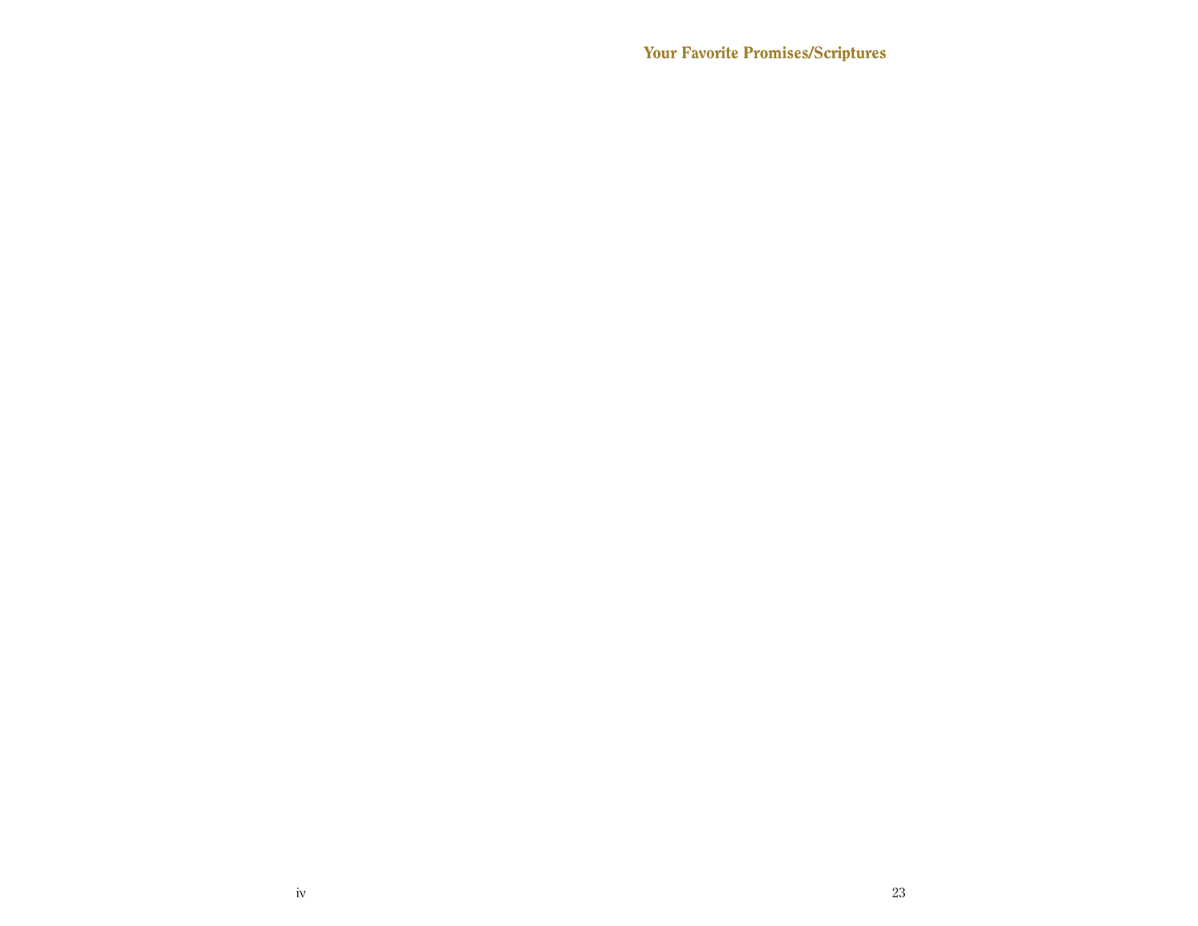## Your Favorite Promises/Scriptures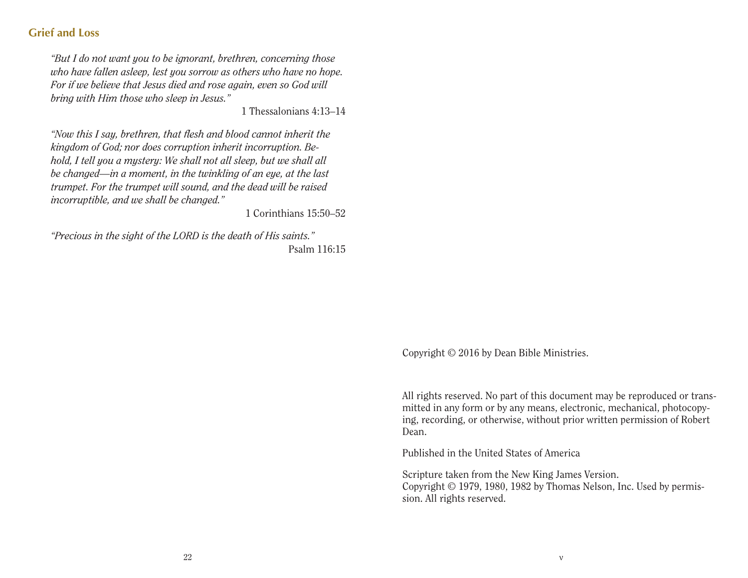## Grief and Loss

*"But I do not want you to be ignorant, brethren, concerning those who have fallen asleep, lest you sorrow as others who have no hope. For if we believe that Jesus died and rose again, even so God will bring with Him those who sleep in Jesus."*

1 Thessalonians 4:13–14

*"Now this I say, brethren, that flesh and blood cannot inherit the kingdom of God; nor does corruption inherit incorruption. Behold, I tell you a mystery: We shall not all sleep, but we shall all be changed—in a moment, in the twinkling of an eye, at the last trumpet. For the trumpet will sound, and the dead will be raised incorruptible, and we shall be changed."*

1 Corinthians 15:50–52

*"Precious in the sight of the LORD is the death of His saints."*

Psalm 116:15

Copyright © 2016 by Dean Bible Ministries.

All rights reserved. No part of this document may be reproduced or transmitted in any form or by any means, electronic, mechanical, photocopying, recording, or otherwise, without prior written permission of Robert Dean.

Published in the United States of America

Scripture taken from the New King James Version.
Copyright © 1979, 1980, 1982 by Thomas Nelson, Inc. Used by permission. All rights reserved.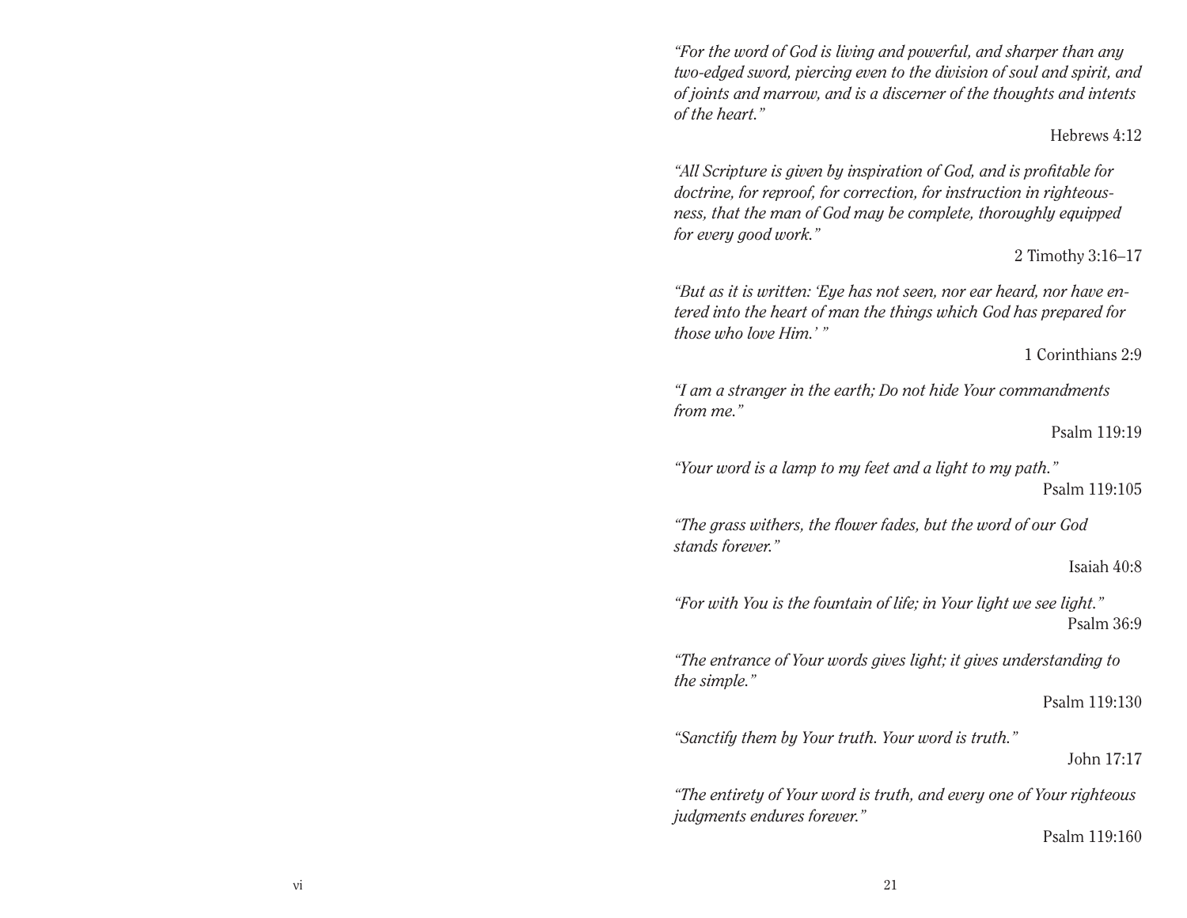*"For the word of God is living and powerful, and sharper than any two-edged sword, piercing even to the division of soul and spirit, and of joints and marrow, and is a discerner of the thoughts and intents of the heart."*

Hebrews 4:12

*"All Scripture is given by inspiration of God, and is profitable for doctrine, for reproof, for correction, for instruction in righteousness, that the man of God may be complete, thoroughly equipped for every good work."*

2 Timothy 3:16–17

*"But as it is written: 'Eye has not seen, nor ear heard, nor have entered into the heart of man the things which God has prepared for those who love Him.' "*

1 Corinthians 2:9

*"I am a stranger in the earth; Do not hide Your commandments from me."*

Psalm 119:19

*"Your word is a lamp to my feet and a light to my path."*

Psalm 119:105

*"The grass withers, the flower fades, but the word of our God stands forever."*

Isaiah 40:8

*"For with You is the fountain of life; in Your light we see light."*

Psalm 36:9

*"The entrance of Your words gives light; it gives understanding to the simple."*

Psalm 119:130

*"Sanctify them by Your truth. Your word is truth."*

John 17:17

*"The entirety of Your word is truth, and every one of Your righteous judgments endures forever."*

Psalm 119:160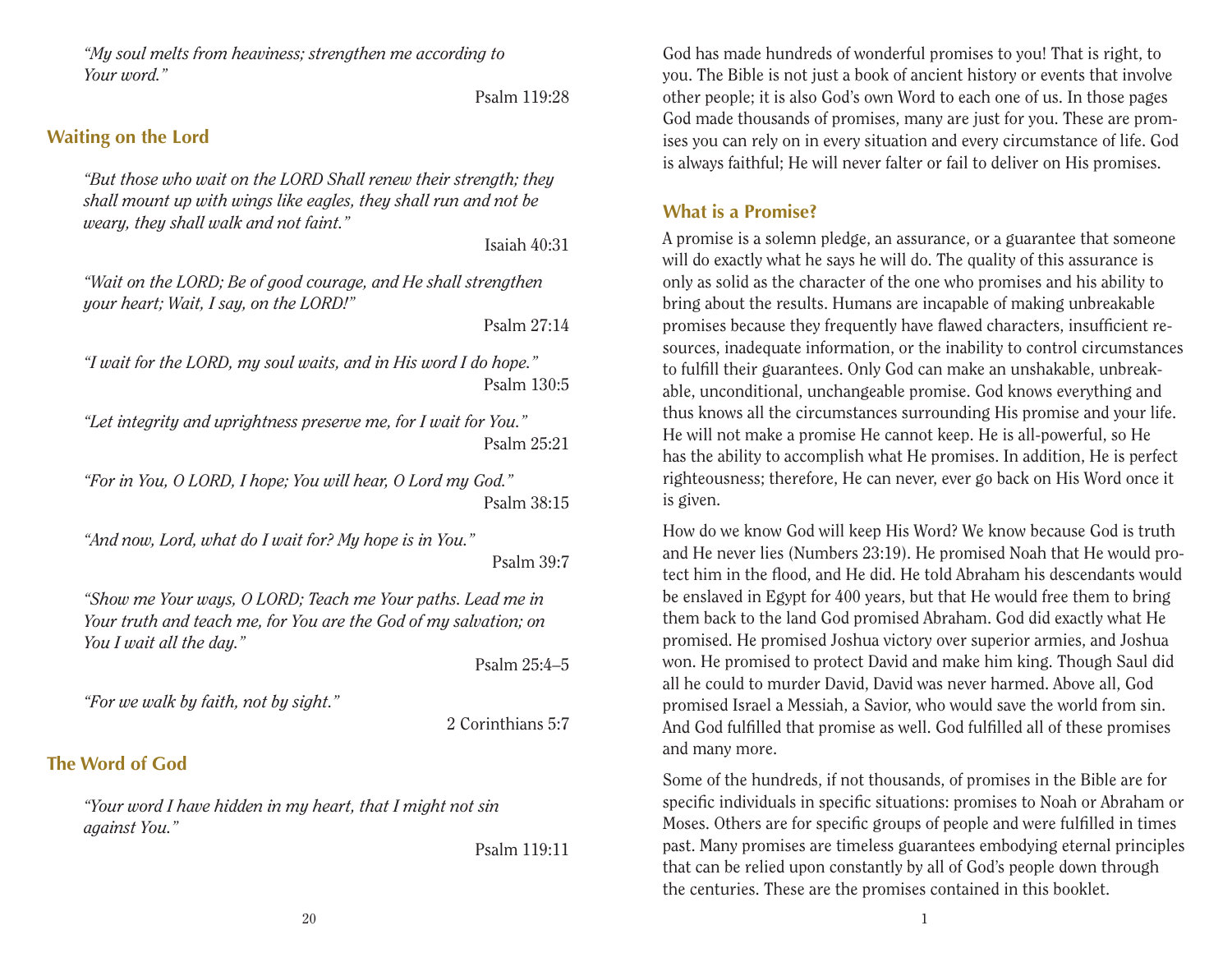*"My soul melts from heaviness; strengthen me according to Your word."*

Psalm 119:28

## Waiting on the Lord

*"But those who wait on the LORD Shall renew their strength; they shall mount up with wings like eagles, they shall run and not be weary, they shall walk and not faint."*

Isaiah 40:31

*"Wait on the LORD; Be of good courage, and He shall strengthen your heart; Wait, I say, on the LORD!"*

Psalm 27:14

*"I wait for the LORD, my soul waits, and in His word I do hope."*

Psalm 130:5

*"Let integrity and uprightness preserve me, for I wait for You."*

Psalm 25:21

*"For in You, O LORD, I hope; You will hear, O Lord my God."*

Psalm 38:15

*"And now, Lord, what do I wait for? My hope is in You."*

Psalm 39:7

*"Show me Your ways, O LORD; Teach me Your paths. Lead me in Your truth and teach me, for You are the God of my salvation; on You I wait all the day."*

Psalm 25:4–5

*"For we walk by faith, not by sight."*

2 Corinthians 5:7

## The Word of God

*"Your word I have hidden in my heart, that I might not sin against You."*

Psalm 119:11

God has made hundreds of wonderful promises to you! That is right, to you. The Bible is not just a book of ancient history or events that involve other people; it is also God's own Word to each one of us. In those pages God made thousands of promises, many are just for you. These are promises you can rely on in every situation and every circumstance of life. God is always faithful; He will never falter or fail to deliver on His promises.

## What is a Promise?

A promise is a solemn pledge, an assurance, or a guarantee that someone will do exactly what he says he will do. The quality of this assurance is only as solid as the character of the one who promises and his ability to bring about the results. Humans are incapable of making unbreakable promises because they frequently have flawed characters, insufficient resources, inadequate information, or the inability to control circumstances to fulfill their guarantees. Only God can make an unshakable, unbreakable, unconditional, unchangeable promise. God knows everything and thus knows all the circumstances surrounding His promise and your life. He will not make a promise He cannot keep. He is all-powerful, so He has the ability to accomplish what He promises. In addition, He is perfect righteousness; therefore, He can never, ever go back on His Word once it is given.

How do we know God will keep His Word? We know because God is truth and He never lies (Numbers 23:19). He promised Noah that He would protect him in the flood, and He did. He told Abraham his descendants would be enslaved in Egypt for 400 years, but that He would free them to bring them back to the land God promised Abraham. God did exactly what He promised. He promised Joshua victory over superior armies, and Joshua won. He promised to protect David and make him king. Though Saul did all he could to murder David, David was never harmed. Above all, God promised Israel a Messiah, a Savior, who would save the world from sin. And God fulfilled that promise as well. God fulfilled all of these promises and many more.

Some of the hundreds, if not thousands, of promises in the Bible are for specific individuals in specific situations: promises to Noah or Abraham or Moses. Others are for specific groups of people and were fulfilled in times past. Many promises are timeless guarantees embodying eternal principles that can be relied upon constantly by all of God's people down through the centuries. These are the promises contained in this booklet.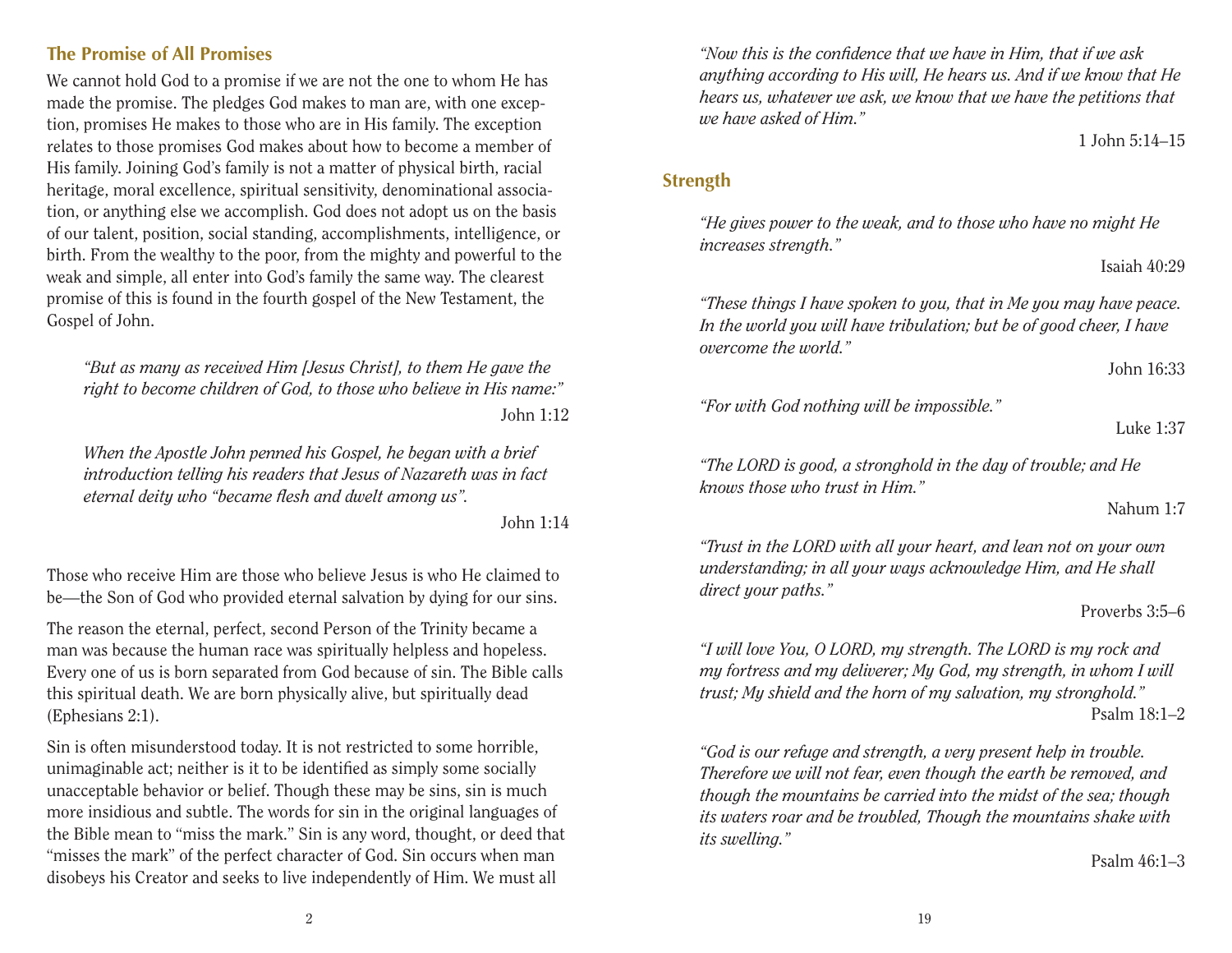## The Promise of All Promises

We cannot hold God to a promise if we are not the one to whom He has made the promise. The pledges God makes to man are, with one exception, promises He makes to those who are in His family. The exception relates to those promises God makes about how to become a member of His family. Joining God's family is not a matter of physical birth, racial heritage, moral excellence, spiritual sensitivity, denominational association, or anything else we accomplish. God does not adopt us on the basis of our talent, position, social standing, accomplishments, intelligence, or birth. From the wealthy to the poor, from the mighty and powerful to the weak and simple, all enter into God's family the same way. The clearest promise of this is found in the fourth gospel of the New Testament, the Gospel of John.

> *"But as many as received Him [Jesus Christ], to them He gave the right to become children of God, to those who believe in His name:"*
>
> John 1:12

> *When the Apostle John penned his Gospel, he began with a brief introduction telling his readers that Jesus of Nazareth was in fact eternal deity who "became flesh and dwelt among us".*
>
> John 1:14

Those who receive Him are those who believe Jesus is who He claimed to be—the Son of God who provided eternal salvation by dying for our sins.

The reason the eternal, perfect, second Person of the Trinity became a man was because the human race was spiritually helpless and hopeless. Every one of us is born separated from God because of sin. The Bible calls this spiritual death. We are born physically alive, but spiritually dead (Ephesians 2:1).

Sin is often misunderstood today. It is not restricted to some horrible, unimaginable act; neither is it to be identified as simply some socially unacceptable behavior or belief. Though these may be sins, sin is much more insidious and subtle. The words for sin in the original languages of the Bible mean to "miss the mark." Sin is any word, thought, or deed that "misses the mark" of the perfect character of God. Sin occurs when man disobeys his Creator and seeks to live independently of Him. We must all

> *"Now this is the confidence that we have in Him, that if we ask anything according to His will, He hears us. And if we know that He hears us, whatever we ask, we know that we have the petitions that we have asked of Him."*
>
> 1 John 5:14–15

## Strength

> *"He gives power to the weak, and to those who have no might He increases strength."*
>
> Isaiah 40:29

> *"These things I have spoken to you, that in Me you may have peace. In the world you will have tribulation; but be of good cheer, I have overcome the world."*
>
> John 16:33

> *"For with God nothing will be impossible."*
>
> Luke 1:37

> *"The LORD is good, a stronghold in the day of trouble; and He knows those who trust in Him."*
>
> Nahum 1:7

> *"Trust in the LORD with all your heart, and lean not on your own understanding; in all your ways acknowledge Him, and He shall direct your paths."*
>
> Proverbs 3:5–6

> *"I will love You, O LORD, my strength. The LORD is my rock and my fortress and my deliverer; My God, my strength, in whom I will trust; My shield and the horn of my salvation, my stronghold."*
>
> Psalm 18:1–2

> *"God is our refuge and strength, a very present help in trouble. Therefore we will not fear, even though the earth be removed, and though the mountains be carried into the midst of the sea; though its waters roar and be troubled, Though the mountains shake with its swelling."*
>
> Psalm 46:1–3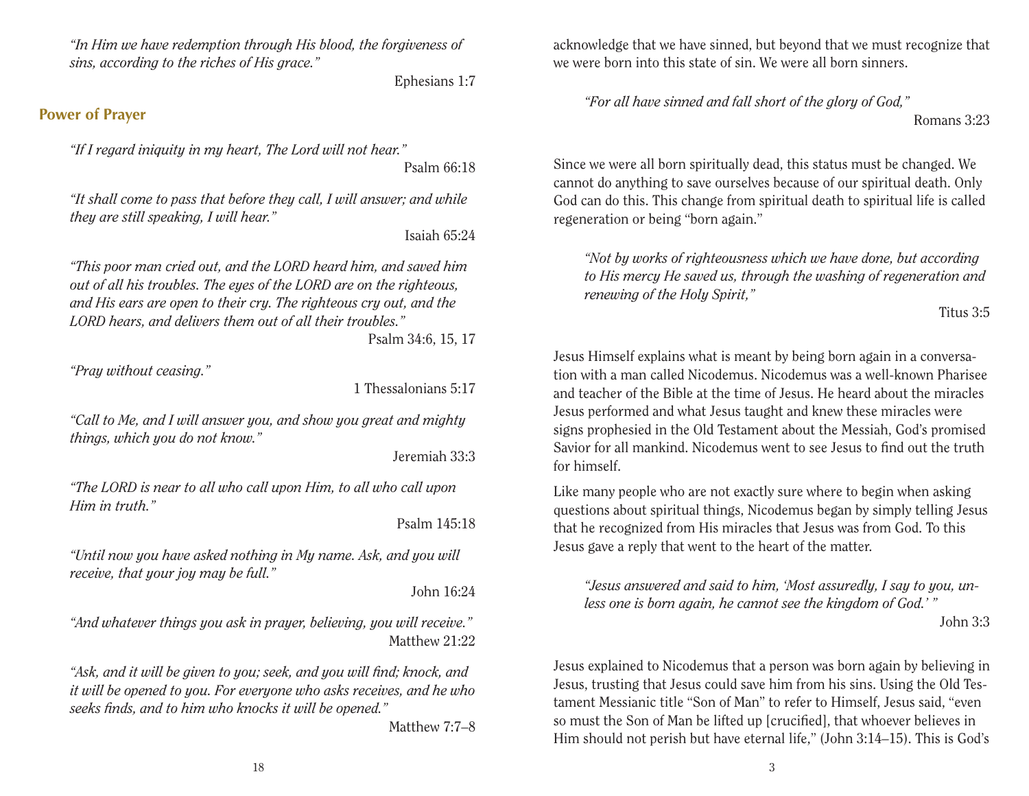*"In Him we have redemption through His blood, the forgiveness of sins, according to the riches of His grace."*

Ephesians 1:7

## Power of Prayer

*"If I regard iniquity in my heart, The Lord will not hear."*

Psalm 66:18

*"It shall come to pass that before they call, I will answer; and while they are still speaking, I will hear."*

Isaiah 65:24

*"This poor man cried out, and the LORD heard him, and saved him out of all his troubles. The eyes of the LORD are on the righteous, and His ears are open to their cry. The righteous cry out, and the LORD hears, and delivers them out of all their troubles."*

Psalm 34:6, 15, 17

*"Pray without ceasing."*

1 Thessalonians 5:17

*"Call to Me, and I will answer you, and show you great and mighty things, which you do not know."*

Jeremiah 33:3

*"The LORD is near to all who call upon Him, to all who call upon Him in truth."*

Psalm 145:18

*"Until now you have asked nothing in My name. Ask, and you will receive, that your joy may be full."*

John 16:24

*"And whatever things you ask in prayer, believing, you will receive."*

Matthew 21:22

*"Ask, and it will be given to you; seek, and you will find; knock, and it will be opened to you. For everyone who asks receives, and he who seeks finds, and to him who knocks it will be opened."*

Matthew 7:7–8

acknowledge that we have sinned, but beyond that we must recognize that we were born into this state of sin. We were all born sinners.

*"For all have sinned and fall short of the glory of God,"*

Romans 3:23

Since we were all born spiritually dead, this status must be changed. We cannot do anything to save ourselves because of our spiritual death. Only God can do this. This change from spiritual death to spiritual life is called regeneration or being "born again."

*"Not by works of righteousness which we have done, but according to His mercy He saved us, through the washing of regeneration and renewing of the Holy Spirit,"*

Titus 3:5

Jesus Himself explains what is meant by being born again in a conversation with a man called Nicodemus. Nicodemus was a well-known Pharisee and teacher of the Bible at the time of Jesus. He heard about the miracles Jesus performed and what Jesus taught and knew these miracles were signs prophesied in the Old Testament about the Messiah, God's promised Savior for all mankind. Nicodemus went to see Jesus to find out the truth for himself.

Like many people who are not exactly sure where to begin when asking questions about spiritual things, Nicodemus began by simply telling Jesus that he recognized from His miracles that Jesus was from God. To this Jesus gave a reply that went to the heart of the matter.

*"Jesus answered and said to him, 'Most assuredly, I say to you, unless one is born again, he cannot see the kingdom of God.' "*

John 3:3

Jesus explained to Nicodemus that a person was born again by believing in Jesus, trusting that Jesus could save him from his sins. Using the Old Testament Messianic title "Son of Man" to refer to Himself, Jesus said, "even so must the Son of Man be lifted up [crucified], that whoever believes in Him should not perish but have eternal life," (John 3:14–15). This is God's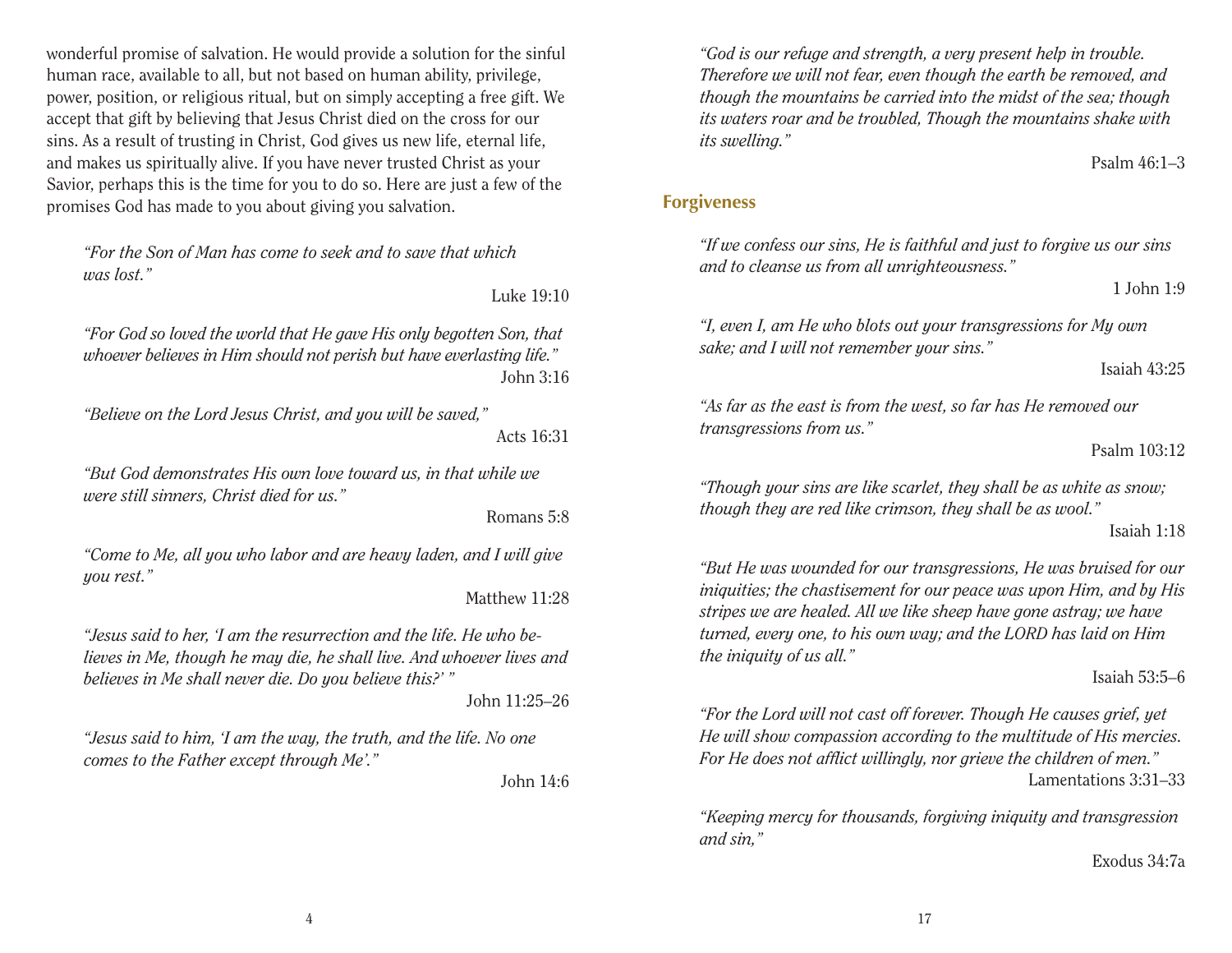wonderful promise of salvation. He would provide a solution for the sinful human race, available to all, but not based on human ability, privilege, power, position, or religious ritual, but on simply accepting a free gift. We accept that gift by believing that Jesus Christ died on the cross for our sins. As a result of trusting in Christ, God gives us new life, eternal life, and makes us spiritually alive. If you have never trusted Christ as your Savior, perhaps this is the time for you to do so. Here are just a few of the promises God has made to you about giving you salvation.

> *"For the Son of Man has come to seek and to save that which was lost."*
>
> Luke 19:10

> *"For God so loved the world that He gave His only begotten Son, that whoever believes in Him should not perish but have everlasting life."*
>
> John 3:16

> *"Believe on the Lord Jesus Christ, and you will be saved,"*
>
> Acts 16:31

> *"But God demonstrates His own love toward us, in that while we were still sinners, Christ died for us."*
>
> Romans 5:8

> *"Come to Me, all you who labor and are heavy laden, and I will give you rest."*
>
> Matthew 11:28

> *"Jesus said to her, 'I am the resurrection and the life. He who believes in Me, though he may die, he shall live. And whoever lives and believes in Me shall never die. Do you believe this?' "*
>
> John 11:25–26

> *"Jesus said to him, 'I am the way, the truth, and the life. No one comes to the Father except through Me'."*
>
> John 14:6

> *"God is our refuge and strength, a very present help in trouble. Therefore we will not fear, even though the earth be removed, and though the mountains be carried into the midst of the sea; though its waters roar and be troubled, Though the mountains shake with its swelling."*
>
> Psalm 46:1–3

## Forgiveness

> *"If we confess our sins, He is faithful and just to forgive us our sins and to cleanse us from all unrighteousness."*
>
> 1 John 1:9

> *"I, even I, am He who blots out your transgressions for My own sake; and I will not remember your sins."*
>
> Isaiah 43:25

> *"As far as the east is from the west, so far has He removed our transgressions from us."*
>
> Psalm 103:12

> *"Though your sins are like scarlet, they shall be as white as snow; though they are red like crimson, they shall be as wool."*
>
> Isaiah 1:18

> *"But He was wounded for our transgressions, He was bruised for our iniquities; the chastisement for our peace was upon Him, and by His stripes we are healed. All we like sheep have gone astray; we have turned, every one, to his own way; and the LORD has laid on Him the iniquity of us all."*
>
> Isaiah 53:5–6

> *"For the Lord will not cast off forever. Though He causes grief, yet He will show compassion according to the multitude of His mercies. For He does not afflict willingly, nor grieve the children of men."*
>
> Lamentations 3:31–33

> *"Keeping mercy for thousands, forgiving iniquity and transgression and sin,"*
>
> Exodus 34:7a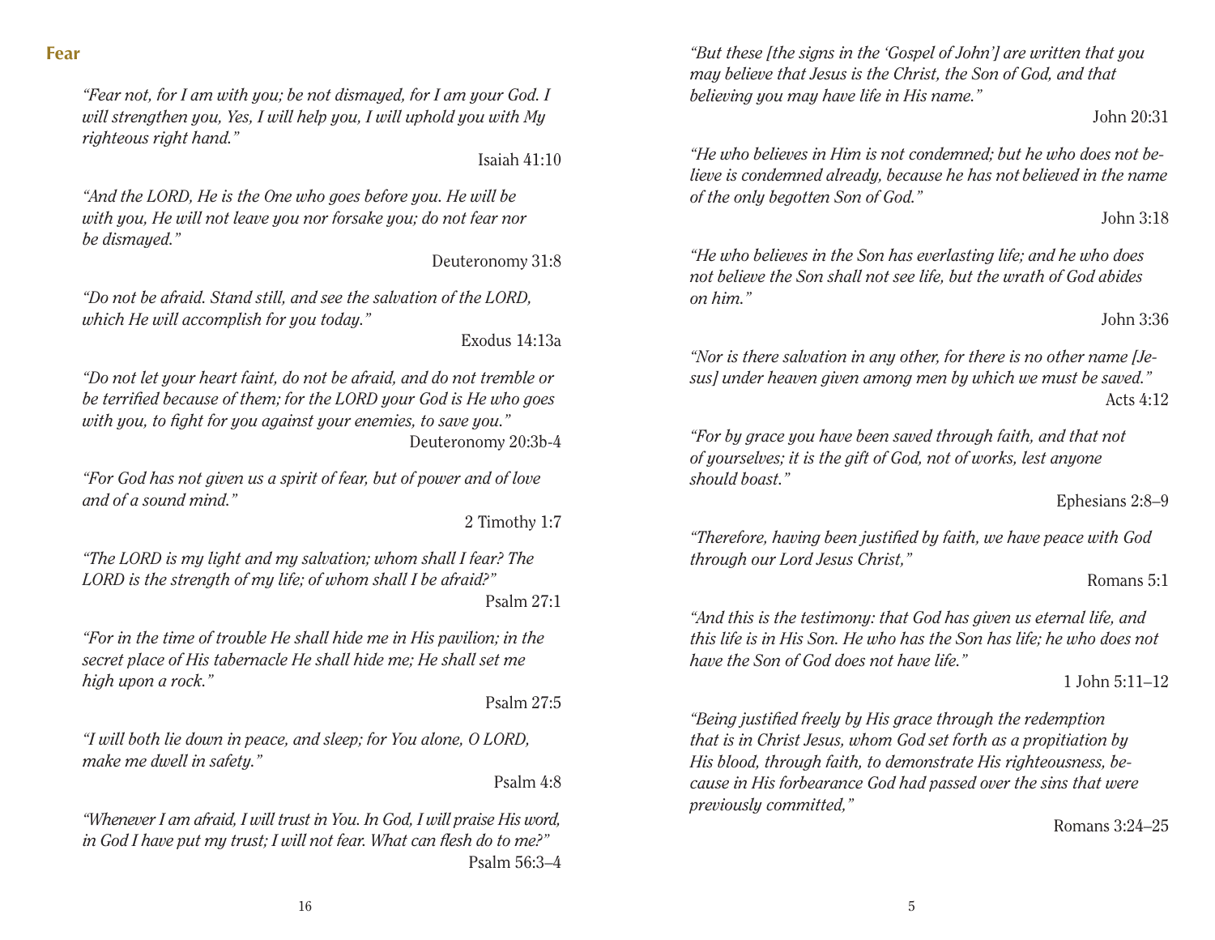## Fear

*"Fear not, for I am with you; be not dismayed, for I am your God. I will strengthen you, Yes, I will help you, I will uphold you with My righteous right hand."*

Isaiah 41:10

*"And the LORD, He is the One who goes before you. He will be with you, He will not leave you nor forsake you; do not fear nor be dismayed."*

Deuteronomy 31:8

*"Do not be afraid. Stand still, and see the salvation of the LORD, which He will accomplish for you today."*

Exodus 14:13a

*"Do not let your heart faint, do not be afraid, and do not tremble or be terrified because of them; for the LORD your God is He who goes with you, to fight for you against your enemies, to save you."*

Deuteronomy 20:3b-4

*"For God has not given us a spirit of fear, but of power and of love and of a sound mind."*

2 Timothy 1:7

*"The LORD is my light and my salvation; whom shall I fear? The LORD is the strength of my life; of whom shall I be afraid?"*

Psalm 27:1

*"For in the time of trouble He shall hide me in His pavilion; in the secret place of His tabernacle He shall hide me; He shall set me high upon a rock."*

Psalm 27:5

*"I will both lie down in peace, and sleep; for You alone, O LORD, make me dwell in safety."*

Psalm 4:8

*"Whenever I am afraid, I will trust in You. In God, I will praise His word, in God I have put my trust; I will not fear. What can flesh do to me?"*

Psalm 56:3–4

*"But these [the signs in the 'Gospel of John'] are written that you may believe that Jesus is the Christ, the Son of God, and that believing you may have life in His name."*

John 20:31

*"He who believes in Him is not condemned; but he who does not believe is condemned already, because he has not believed in the name of the only begotten Son of God."*

John 3:18

*"He who believes in the Son has everlasting life; and he who does not believe the Son shall not see life, but the wrath of God abides on him."*

John 3:36

*"Nor is there salvation in any other, for there is no other name [Jesus] under heaven given among men by which we must be saved."*

Acts 4:12

*"For by grace you have been saved through faith, and that not of yourselves; it is the gift of God, not of works, lest anyone should boast."*

Ephesians 2:8–9

*"Therefore, having been justified by faith, we have peace with God through our Lord Jesus Christ,"*

Romans 5:1

*"And this is the testimony: that God has given us eternal life, and this life is in His Son. He who has the Son has life; he who does not have the Son of God does not have life."*

1 John 5:11–12

*"Being justified freely by His grace through the redemption that is in Christ Jesus, whom God set forth as a propitiation by His blood, through faith, to demonstrate His righteousness, because in His forbearance God had passed over the sins that were previously committed,"*

Romans 3:24–25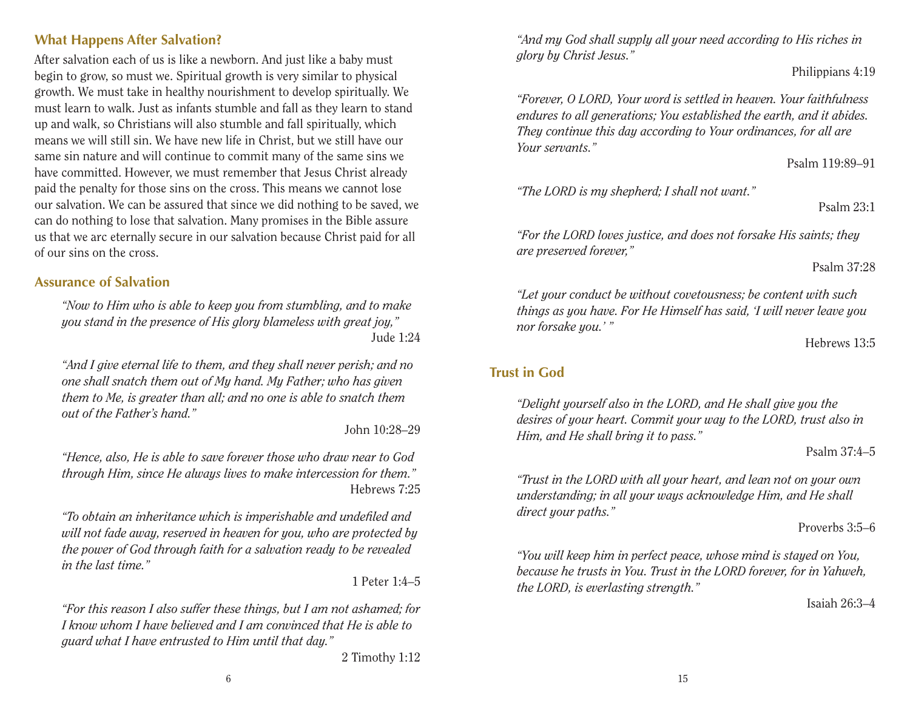## What Happens After Salvation?

After salvation each of us is like a newborn. And just like a baby must begin to grow, so must we. Spiritual growth is very similar to physical growth. We must take in healthy nourishment to develop spiritually. We must learn to walk. Just as infants stumble and fall as they learn to stand up and walk, so Christians will also stumble and fall spiritually, which means we will still sin. We have new life in Christ, but we still have our same sin nature and will continue to commit many of the same sins we have committed. However, we must remember that Jesus Christ already paid the penalty for those sins on the cross. This means we cannot lose our salvation. We can be assured that since we did nothing to be saved, we can do nothing to lose that salvation. Many promises in the Bible assure us that we arc eternally secure in our salvation because Christ paid for all of our sins on the cross.

## Assurance of Salvation

> *"Now to Him who is able to keep you from stumbling, and to make you stand in the presence of His glory blameless with great joy,"*
>
> Jude 1:24

> *"And I give eternal life to them, and they shall never perish; and no one shall snatch them out of My hand. My Father; who has given them to Me, is greater than all; and no one is able to snatch them out of the Father's hand."*
>
> John 10:28–29

> *"Hence, also, He is able to save forever those who draw near to God through Him, since He always lives to make intercession for them."*
>
> Hebrews 7:25

> *"To obtain an inheritance which is imperishable and undefiled and will not fade away, reserved in heaven for you, who are protected by the power of God through faith for a salvation ready to be revealed in the last time."*
>
> 1 Peter 1:4–5

> *"For this reason I also suffer these things, but I am not ashamed; for I know whom I have believed and I am convinced that He is able to guard what I have entrusted to Him until that day."*
>
> 2 Timothy 1:12

> *"And my God shall supply all your need according to His riches in glory by Christ Jesus."*
>
> Philippians 4:19

> *"Forever, O LORD, Your word is settled in heaven. Your faithfulness endures to all generations; You established the earth, and it abides. They continue this day according to Your ordinances, for all are Your servants."*
>
> Psalm 119:89–91

> *"The LORD is my shepherd; I shall not want."*
>
> Psalm 23:1

> *"For the LORD loves justice, and does not forsake His saints; they are preserved forever,"*
>
> Psalm 37:28

> *"Let your conduct be without covetousness; be content with such things as you have. For He Himself has said, 'I will never leave you nor forsake you.' "*
>
> Hebrews 13:5

## Trust in God

> *"Delight yourself also in the LORD, and He shall give you the desires of your heart. Commit your way to the LORD, trust also in Him, and He shall bring it to pass."*
>
> Psalm 37:4–5

> *"Trust in the LORD with all your heart, and lean not on your own understanding; in all your ways acknowledge Him, and He shall direct your paths."*
>
> Proverbs 3:5–6

> *"You will keep him in perfect peace, whose mind is stayed on You, because he trusts in You. Trust in the LORD forever, for in Yahweh, the LORD, is everlasting strength."*
>
> Isaiah 26:3–4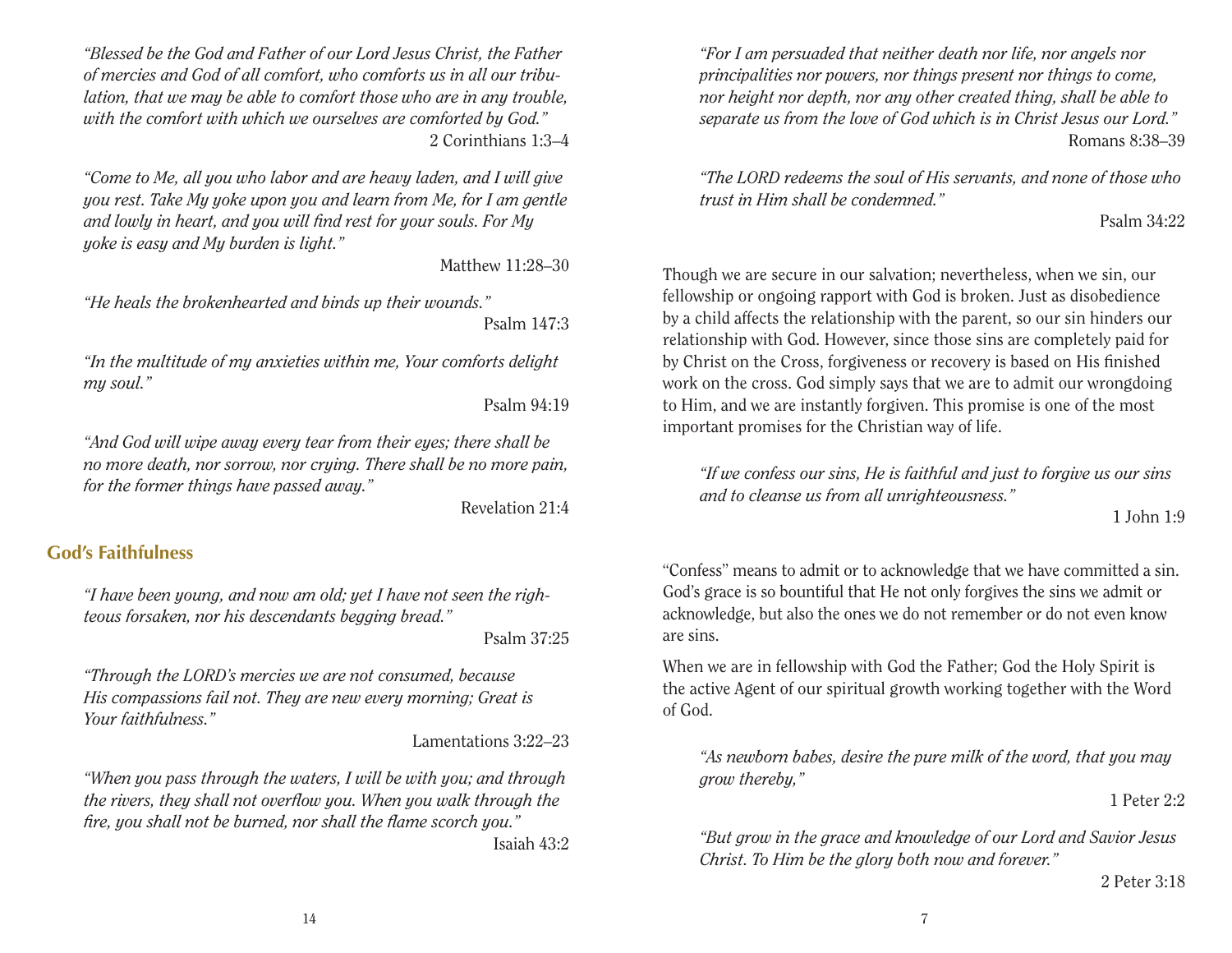*"Blessed be the God and Father of our Lord Jesus Christ, the Father of mercies and God of all comfort, who comforts us in all our tribulation, that we may be able to comfort those who are in any trouble, with the comfort with which we ourselves are comforted by God."*
2 Corinthians 1:3–4

*"Come to Me, all you who labor and are heavy laden, and I will give you rest. Take My yoke upon you and learn from Me, for I am gentle and lowly in heart, and you will find rest for your souls. For My yoke is easy and My burden is light."*
Matthew 11:28–30

*"He heals the brokenhearted and binds up their wounds."*
Psalm 147:3

*"In the multitude of my anxieties within me, Your comforts delight my soul."*
Psalm 94:19

*"And God will wipe away every tear from their eyes; there shall be no more death, nor sorrow, nor crying. There shall be no more pain, for the former things have passed away."*
Revelation 21:4

## God's Faithfulness

*"I have been young, and now am old; yet I have not seen the righteous forsaken, nor his descendants begging bread."*
Psalm 37:25

*"Through the LORD's mercies we are not consumed, because His compassions fail not. They are new every morning; Great is Your faithfulness."*
Lamentations 3:22–23

*"When you pass through the waters, I will be with you; and through the rivers, they shall not overflow you. When you walk through the fire, you shall not be burned, nor shall the flame scorch you."*
Isaiah 43:2

*"For I am persuaded that neither death nor life, nor angels nor principalities nor powers, nor things present nor things to come, nor height nor depth, nor any other created thing, shall be able to separate us from the love of God which is in Christ Jesus our Lord."*
Romans 8:38–39

*"The LORD redeems the soul of His servants, and none of those who trust in Him shall be condemned."*
Psalm 34:22

Though we are secure in our salvation; nevertheless, when we sin, our fellowship or ongoing rapport with God is broken. Just as disobedience by a child affects the relationship with the parent, so our sin hinders our relationship with God. However, since those sins are completely paid for by Christ on the Cross, forgiveness or recovery is based on His finished work on the cross. God simply says that we are to admit our wrongdoing to Him, and we are instantly forgiven. This promise is one of the most important promises for the Christian way of life.

*"If we confess our sins, He is faithful and just to forgive us our sins and to cleanse us from all unrighteousness."*
1 John 1:9

"Confess" means to admit or to acknowledge that we have committed a sin. God's grace is so bountiful that He not only forgives the sins we admit or acknowledge, but also the ones we do not remember or do not even know are sins.

When we are in fellowship with God the Father; God the Holy Spirit is the active Agent of our spiritual growth working together with the Word of God.

*"As newborn babes, desire the pure milk of the word, that you may grow thereby,"*
1 Peter 2:2

*"But grow in the grace and knowledge of our Lord and Savior Jesus Christ. To Him be the glory both now and forever."*
2 Peter 3:18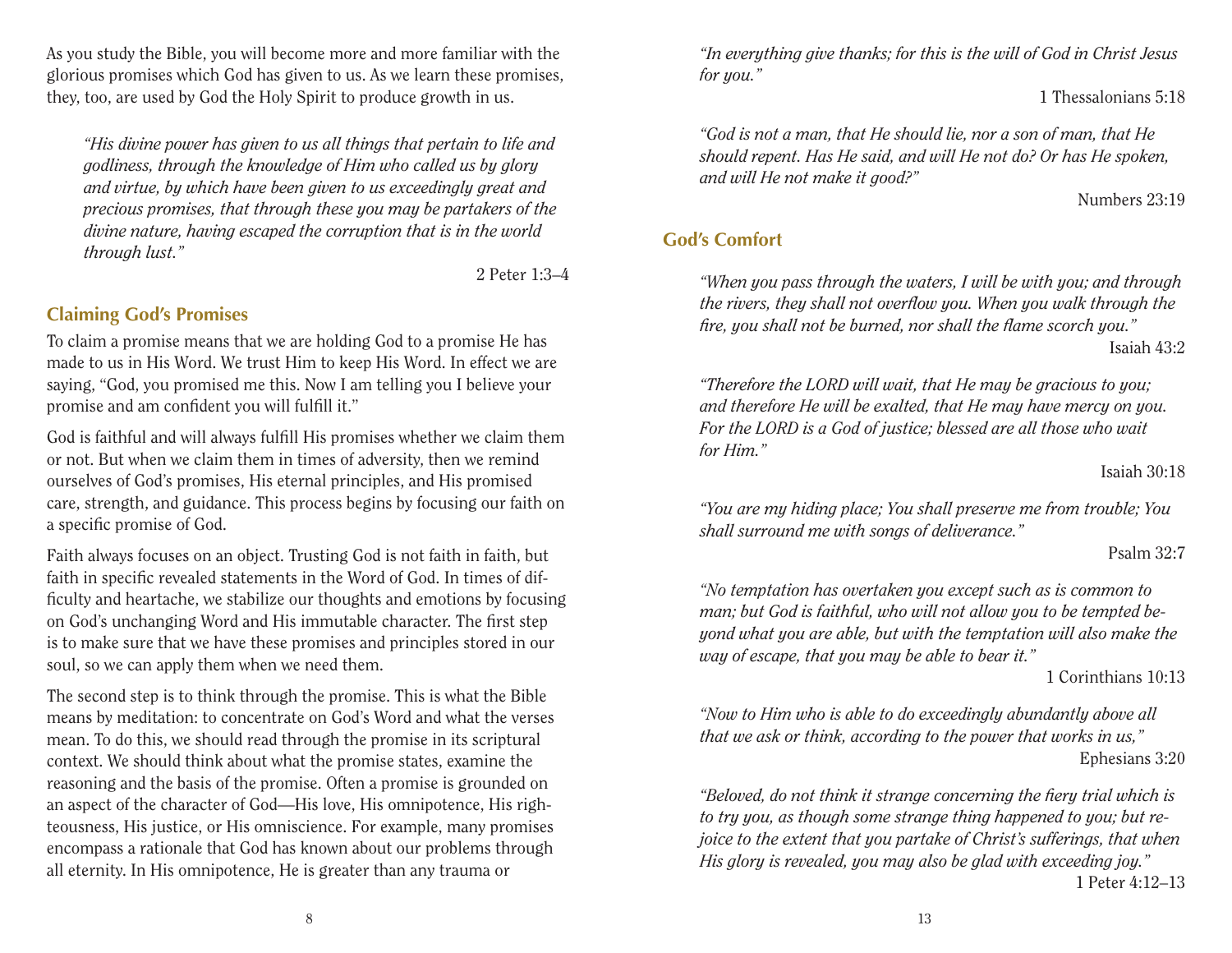As you study the Bible, you will become more and more familiar with the glorious promises which God has given to us. As we learn these promises, they, too, are used by God the Holy Spirit to produce growth in us.

> *"His divine power has given to us all things that pertain to life and godliness, through the knowledge of Him who called us by glory and virtue, by which have been given to us exceedingly great and precious promises, that through these you may be partakers of the divine nature, having escaped the corruption that is in the world through lust."*
>
> 2 Peter 1:3–4

## Claiming God's Promises

To claim a promise means that we are holding God to a promise He has made to us in His Word. We trust Him to keep His Word. In effect we are saying, "God, you promised me this. Now I am telling you I believe your promise and am confident you will fulfill it."

God is faithful and will always fulfill His promises whether we claim them or not. But when we claim them in times of adversity, then we remind ourselves of God's promises, His eternal principles, and His promised care, strength, and guidance. This process begins by focusing our faith on a specific promise of God.

Faith always focuses on an object. Trusting God is not faith in faith, but faith in specific revealed statements in the Word of God. In times of difficulty and heartache, we stabilize our thoughts and emotions by focusing on God's unchanging Word and His immutable character. The first step is to make sure that we have these promises and principles stored in our soul, so we can apply them when we need them.

The second step is to think through the promise. This is what the Bible means by meditation: to concentrate on God's Word and what the verses mean. To do this, we should read through the promise in its scriptural context. We should think about what the promise states, examine the reasoning and the basis of the promise. Often a promise is grounded on an aspect of the character of God—His love, His omnipotence, His righteousness, His justice, or His omniscience. For example, many promises encompass a rationale that God has known about our problems through all eternity. In His omnipotence, He is greater than any trauma or

> *"In everything give thanks; for this is the will of God in Christ Jesus for you."*
>
> 1 Thessalonians 5:18

> *"God is not a man, that He should lie, nor a son of man, that He should repent. Has He said, and will He not do? Or has He spoken, and will He not make it good?"*
>
> Numbers 23:19

## God's Comfort

> *"When you pass through the waters, I will be with you; and through the rivers, they shall not overflow you. When you walk through the fire, you shall not be burned, nor shall the flame scorch you."*
>
> Isaiah 43:2

> *"Therefore the LORD will wait, that He may be gracious to you; and therefore He will be exalted, that He may have mercy on you. For the LORD is a God of justice; blessed are all those who wait for Him."*
>
> Isaiah 30:18

> *"You are my hiding place; You shall preserve me from trouble; You shall surround me with songs of deliverance."*
>
> Psalm 32:7

> *"No temptation has overtaken you except such as is common to man; but God is faithful, who will not allow you to be tempted beyond what you are able, but with the temptation will also make the way of escape, that you may be able to bear it."*
>
> 1 Corinthians 10:13

> *"Now to Him who is able to do exceedingly abundantly above all that we ask or think, according to the power that works in us,"*
>
> Ephesians 3:20

> *"Beloved, do not think it strange concerning the fiery trial which is to try you, as though some strange thing happened to you; but rejoice to the extent that you partake of Christ's sufferings, that when His glory is revealed, you may also be glad with exceeding joy."*
>
> 1 Peter 4:12–13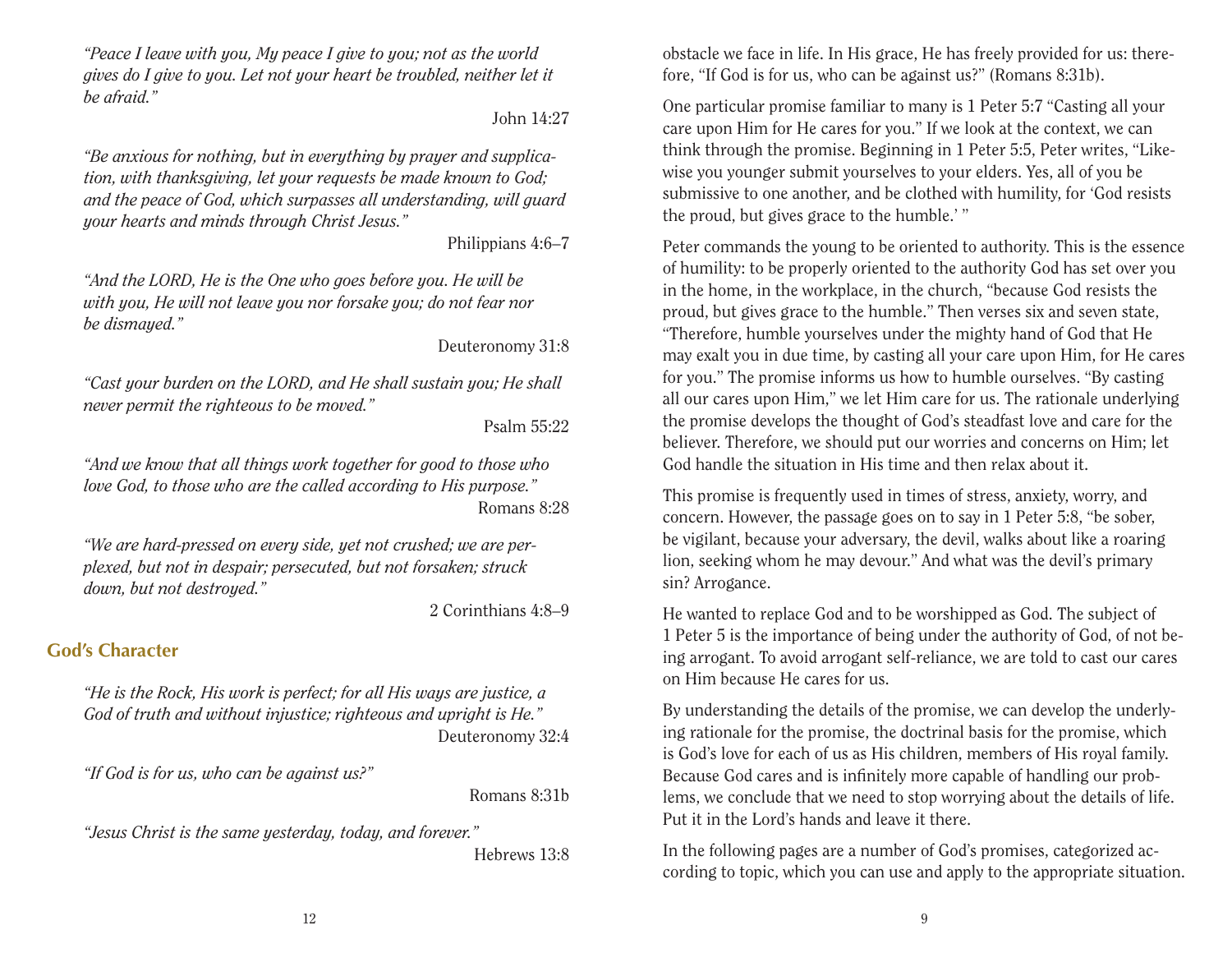*"Peace I leave with you, My peace I give to you; not as the world gives do I give to you. Let not your heart be troubled, neither let it be afraid."*

John 14:27

*"Be anxious for nothing, but in everything by prayer and supplication, with thanksgiving, let your requests be made known to God; and the peace of God, which surpasses all understanding, will guard your hearts and minds through Christ Jesus."*

Philippians 4:6–7

*"And the LORD, He is the One who goes before you. He will be with you, He will not leave you nor forsake you; do not fear nor be dismayed."*

Deuteronomy 31:8

*"Cast your burden on the LORD, and He shall sustain you; He shall never permit the righteous to be moved."*

Psalm 55:22

*"And we know that all things work together for good to those who love God, to those who are the called according to His purpose."*

Romans 8:28

*"We are hard-pressed on every side, yet not crushed; we are perplexed, but not in despair; persecuted, but not forsaken; struck down, but not destroyed."*

2 Corinthians 4:8–9

## God's Character

*"He is the Rock, His work is perfect; for all His ways are justice, a God of truth and without injustice; righteous and upright is He."*

Deuteronomy 32:4

*"If God is for us, who can be against us?"*

Romans 8:31b

*"Jesus Christ is the same yesterday, today, and forever."*

Hebrews 13:8

obstacle we face in life. In His grace, He has freely provided for us: therefore, "If God is for us, who can be against us?" (Romans 8:31b).

One particular promise familiar to many is 1 Peter 5:7 "Casting all your care upon Him for He cares for you." If we look at the context, we can think through the promise. Beginning in 1 Peter 5:5, Peter writes, "Likewise you younger submit yourselves to your elders. Yes, all of you be submissive to one another, and be clothed with humility, for 'God resists the proud, but gives grace to the humble.' "

Peter commands the young to be oriented to authority. This is the essence of humility: to be properly oriented to the authority God has set over you in the home, in the workplace, in the church, "because God resists the proud, but gives grace to the humble." Then verses six and seven state, "Therefore, humble yourselves under the mighty hand of God that He may exalt you in due time, by casting all your care upon Him, for He cares for you." The promise informs us how to humble ourselves. "By casting all our cares upon Him," we let Him care for us. The rationale underlying the promise develops the thought of God's steadfast love and care for the believer. Therefore, we should put our worries and concerns on Him; let God handle the situation in His time and then relax about it.

This promise is frequently used in times of stress, anxiety, worry, and concern. However, the passage goes on to say in 1 Peter 5:8, "be sober, be vigilant, because your adversary, the devil, walks about like a roaring lion, seeking whom he may devour." And what was the devil's primary sin? Arrogance.

He wanted to replace God and to be worshipped as God. The subject of 1 Peter 5 is the importance of being under the authority of God, of not being arrogant. To avoid arrogant self-reliance, we are told to cast our cares on Him because He cares for us.

By understanding the details of the promise, we can develop the underlying rationale for the promise, the doctrinal basis for the promise, which is God's love for each of us as His children, members of His royal family. Because God cares and is infinitely more capable of handling our problems, we conclude that we need to stop worrying about the details of life. Put it in the Lord's hands and leave it there.

In the following pages are a number of God's promises, categorized according to topic, which you can use and apply to the appropriate situation.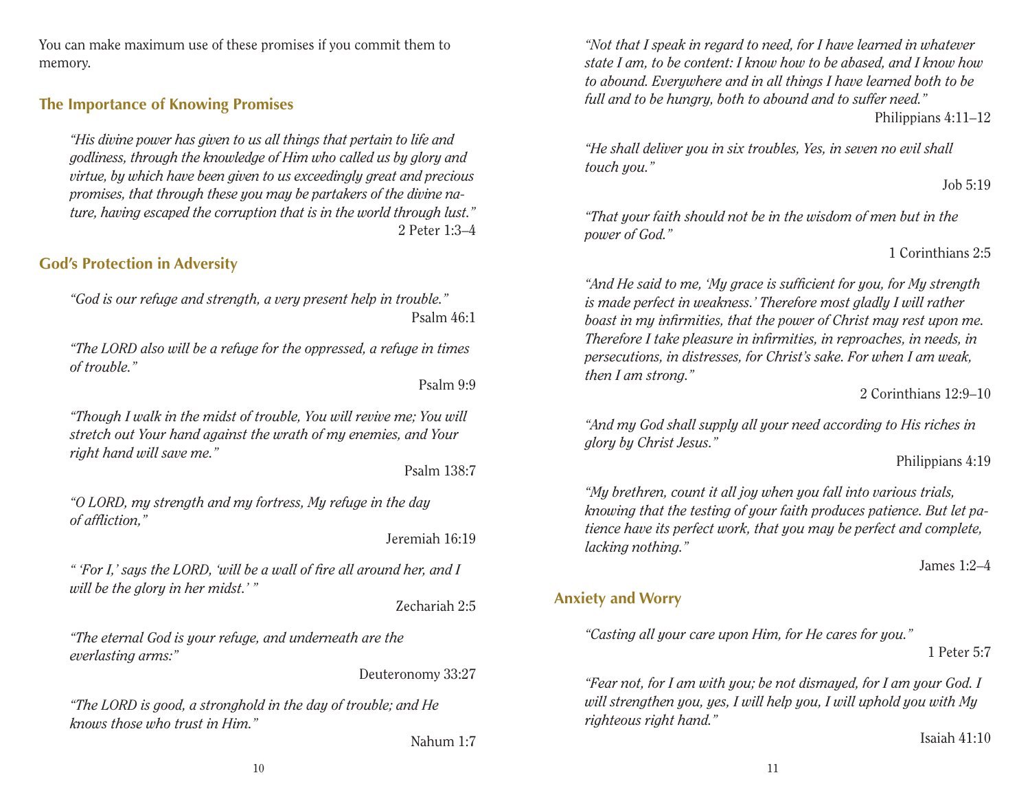You can make maximum use of these promises if you commit them to memory.

## The Importance of Knowing Promises

> *"His divine power has given to us all things that pertain to life and godliness, through the knowledge of Him who called us by glory and virtue, by which have been given to us exceedingly great and precious promises, that through these you may be partakers of the divine nature, having escaped the corruption that is in the world through lust."*
>
> 2 Peter 1:3–4

## God's Protection in Adversity

> *"God is our refuge and strength, a very present help in trouble."*
>
> Psalm 46:1

> *"The LORD also will be a refuge for the oppressed, a refuge in times of trouble."*
>
> Psalm 9:9

> *"Though I walk in the midst of trouble, You will revive me; You will stretch out Your hand against the wrath of my enemies, and Your right hand will save me."*
>
> Psalm 138:7

> *"O LORD, my strength and my fortress, My refuge in the day of affliction,"*
>
> Jeremiah 16:19

> *" 'For I,' says the LORD, 'will be a wall of fire all around her, and I will be the glory in her midst.' "*
>
> Zechariah 2:5

> *"The eternal God is your refuge, and underneath are the everlasting arms:"*
>
> Deuteronomy 33:27

> *"The LORD is good, a stronghold in the day of trouble; and He knows those who trust in Him."*
>
> Nahum 1:7

> *"Not that I speak in regard to need, for I have learned in whatever state I am, to be content: I know how to be abased, and I know how to abound. Everywhere and in all things I have learned both to be full and to be hungry, both to abound and to suffer need."*
>
> Philippians 4:11–12

> *"He shall deliver you in six troubles, Yes, in seven no evil shall touch you."*
>
> Job 5:19

> *"That your faith should not be in the wisdom of men but in the power of God."*
>
> 1 Corinthians 2:5

> *"And He said to me, 'My grace is sufficient for you, for My strength is made perfect in weakness.' Therefore most gladly I will rather boast in my infirmities, that the power of Christ may rest upon me. Therefore I take pleasure in infirmities, in reproaches, in needs, in persecutions, in distresses, for Christ's sake. For when I am weak, then I am strong."*
>
> 2 Corinthians 12:9–10

> *"And my God shall supply all your need according to His riches in glory by Christ Jesus."*
>
> Philippians 4:19

> *"My brethren, count it all joy when you fall into various trials, knowing that the testing of your faith produces patience. But let patience have its perfect work, that you may be perfect and complete, lacking nothing."*
>
> James 1:2–4

## Anxiety and Worry

> *"Casting all your care upon Him, for He cares for you."*
>
> 1 Peter 5:7

> *"Fear not, for I am with you; be not dismayed, for I am your God. I will strengthen you, yes, I will help you, I will uphold you with My righteous right hand."*
>
> Isaiah 41:10